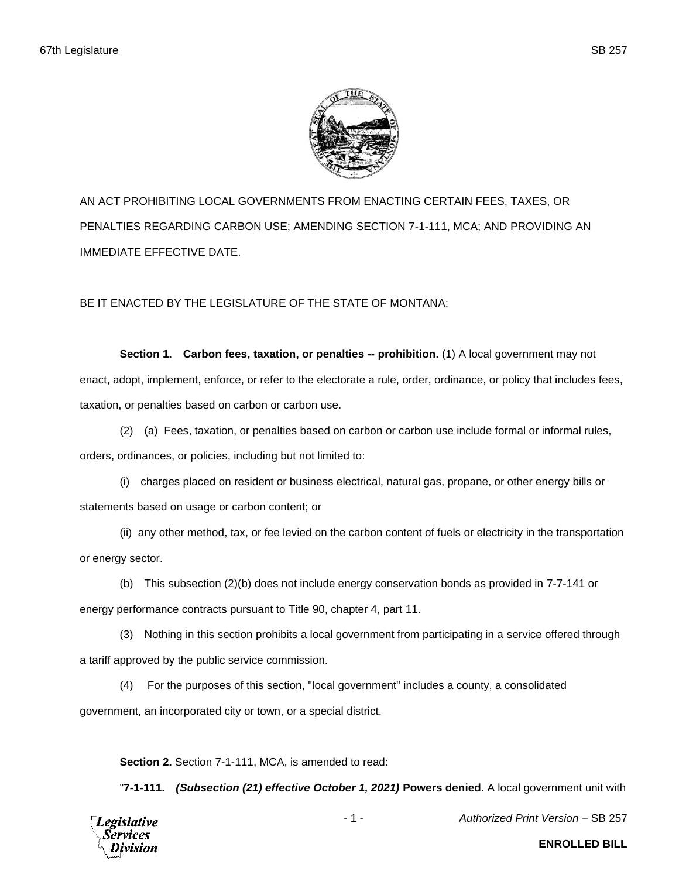AN ACT PROHIBITING LOCAL GOVERNMENTS FROM ENACTING CERTAIN FEES, TAXES, OR PENALTIES REGARDING CARBON USE; AMENDING SECTION 7-1-111, MCA; AND PROVIDING AN IMMEDIATE EFFECTIVE DATE.

BE IT ENACTED BY THE LEGISLATURE OF THE STATE OF MONTANA:

**Section 1. Carbon fees, taxation, or penalties -- prohibition.** (1) A local government may not enact, adopt, implement, enforce, or refer to the electorate a rule, order, ordinance, or policy that includes fees, taxation, or penalties based on carbon or carbon use.

(2) (a) Fees, taxation, or penalties based on carbon or carbon use include formal or informal rules, orders, ordinances, or policies, including but not limited to:

(i) charges placed on resident or business electrical, natural gas, propane, or other energy bills or statements based on usage or carbon content; or

(ii) any other method, tax, or fee levied on the carbon content of fuels or electricity in the transportation or energy sector.

(b) This subsection (2)(b) does not include energy conservation bonds as provided in 7-7-141 or energy performance contracts pursuant to Title 90, chapter 4, part 11.

(3) Nothing in this section prohibits a local government from participating in a service offered through a tariff approved by the public service commission.

(4) For the purposes of this section, "local government" includes a county, a consolidated government, an incorporated city or town, or a special district.

**Section 2.** Section 7-1-111, MCA, is amended to read:

"**7-1-111.** ***(Subsection (21) effective October 1, 2021)*** **Powers denied.** A local government unit with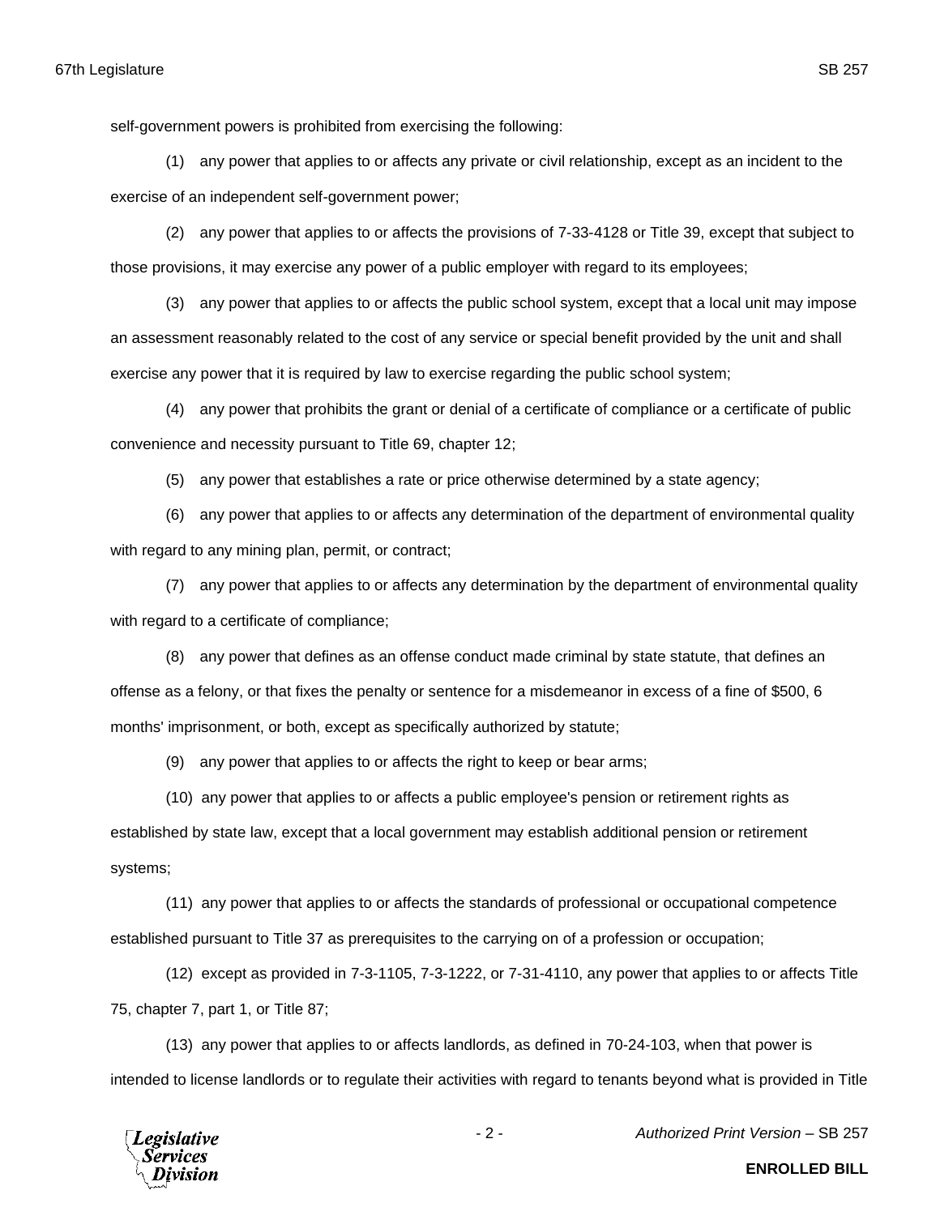self-government powers is prohibited from exercising the following:

(1) any power that applies to or affects any private or civil relationship, except as an incident to the exercise of an independent self-government power;

(2) any power that applies to or affects the provisions of 7-33-4128 or Title 39, except that subject to those provisions, it may exercise any power of a public employer with regard to its employees;

(3) any power that applies to or affects the public school system, except that a local unit may impose an assessment reasonably related to the cost of any service or special benefit provided by the unit and shall exercise any power that it is required by law to exercise regarding the public school system;

(4) any power that prohibits the grant or denial of a certificate of compliance or a certificate of public convenience and necessity pursuant to Title 69, chapter 12;

(5) any power that establishes a rate or price otherwise determined by a state agency;

(6) any power that applies to or affects any determination of the department of environmental quality with regard to any mining plan, permit, or contract;

(7) any power that applies to or affects any determination by the department of environmental quality with regard to a certificate of compliance;

(8) any power that defines as an offense conduct made criminal by state statute, that defines an offense as a felony, or that fixes the penalty or sentence for a misdemeanor in excess of a fine of $500, 6 months' imprisonment, or both, except as specifically authorized by statute;

(9) any power that applies to or affects the right to keep or bear arms;

(10) any power that applies to or affects a public employee's pension or retirement rights as established by state law, except that a local government may establish additional pension or retirement systems;

(11) any power that applies to or affects the standards of professional or occupational competence established pursuant to Title 37 as prerequisites to the carrying on of a profession or occupation;

(12) except as provided in 7-3-1105, 7-3-1222, or 7-31-4110, any power that applies to or affects Title 75, chapter 7, part 1, or Title 87;

(13) any power that applies to or affects landlords, as defined in 70-24-103, when that power is intended to license landlords or to regulate their activities with regard to tenants beyond what is provided in Title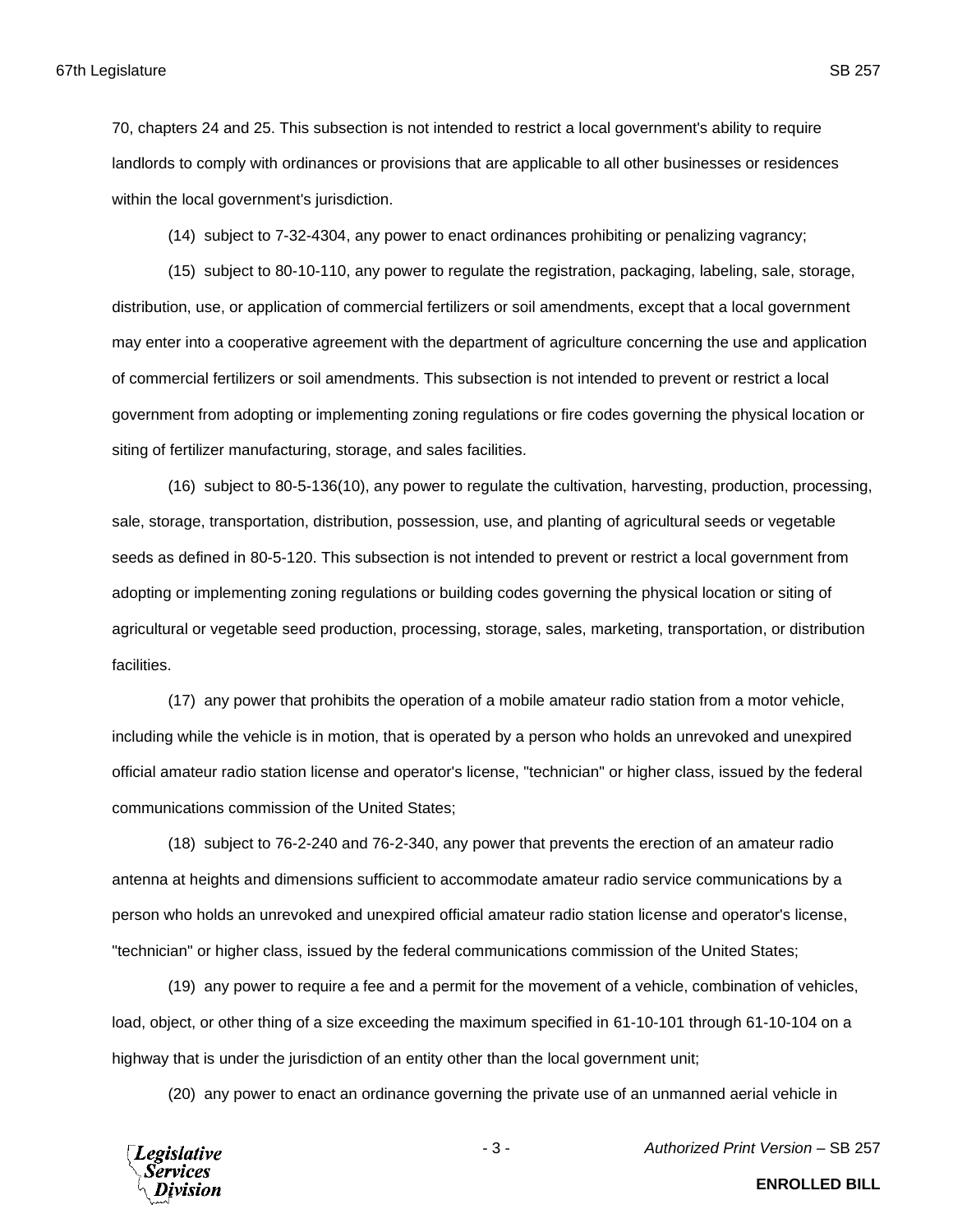70, chapters 24 and 25. This subsection is not intended to restrict a local government's ability to require landlords to comply with ordinances or provisions that are applicable to all other businesses or residences within the local government's jurisdiction.

(14) subject to 7-32-4304, any power to enact ordinances prohibiting or penalizing vagrancy;

(15) subject to 80-10-110, any power to regulate the registration, packaging, labeling, sale, storage, distribution, use, or application of commercial fertilizers or soil amendments, except that a local government may enter into a cooperative agreement with the department of agriculture concerning the use and application of commercial fertilizers or soil amendments. This subsection is not intended to prevent or restrict a local government from adopting or implementing zoning regulations or fire codes governing the physical location or siting of fertilizer manufacturing, storage, and sales facilities.

(16) subject to 80-5-136(10), any power to regulate the cultivation, harvesting, production, processing, sale, storage, transportation, distribution, possession, use, and planting of agricultural seeds or vegetable seeds as defined in 80-5-120. This subsection is not intended to prevent or restrict a local government from adopting or implementing zoning regulations or building codes governing the physical location or siting of agricultural or vegetable seed production, processing, storage, sales, marketing, transportation, or distribution facilities.

(17) any power that prohibits the operation of a mobile amateur radio station from a motor vehicle, including while the vehicle is in motion, that is operated by a person who holds an unrevoked and unexpired official amateur radio station license and operator's license, "technician" or higher class, issued by the federal communications commission of the United States;

(18) subject to 76-2-240 and 76-2-340, any power that prevents the erection of an amateur radio antenna at heights and dimensions sufficient to accommodate amateur radio service communications by a person who holds an unrevoked and unexpired official amateur radio station license and operator's license, "technician" or higher class, issued by the federal communications commission of the United States;

(19) any power to require a fee and a permit for the movement of a vehicle, combination of vehicles, load, object, or other thing of a size exceeding the maximum specified in 61-10-101 through 61-10-104 on a highway that is under the jurisdiction of an entity other than the local government unit;

(20) any power to enact an ordinance governing the private use of an unmanned aerial vehicle in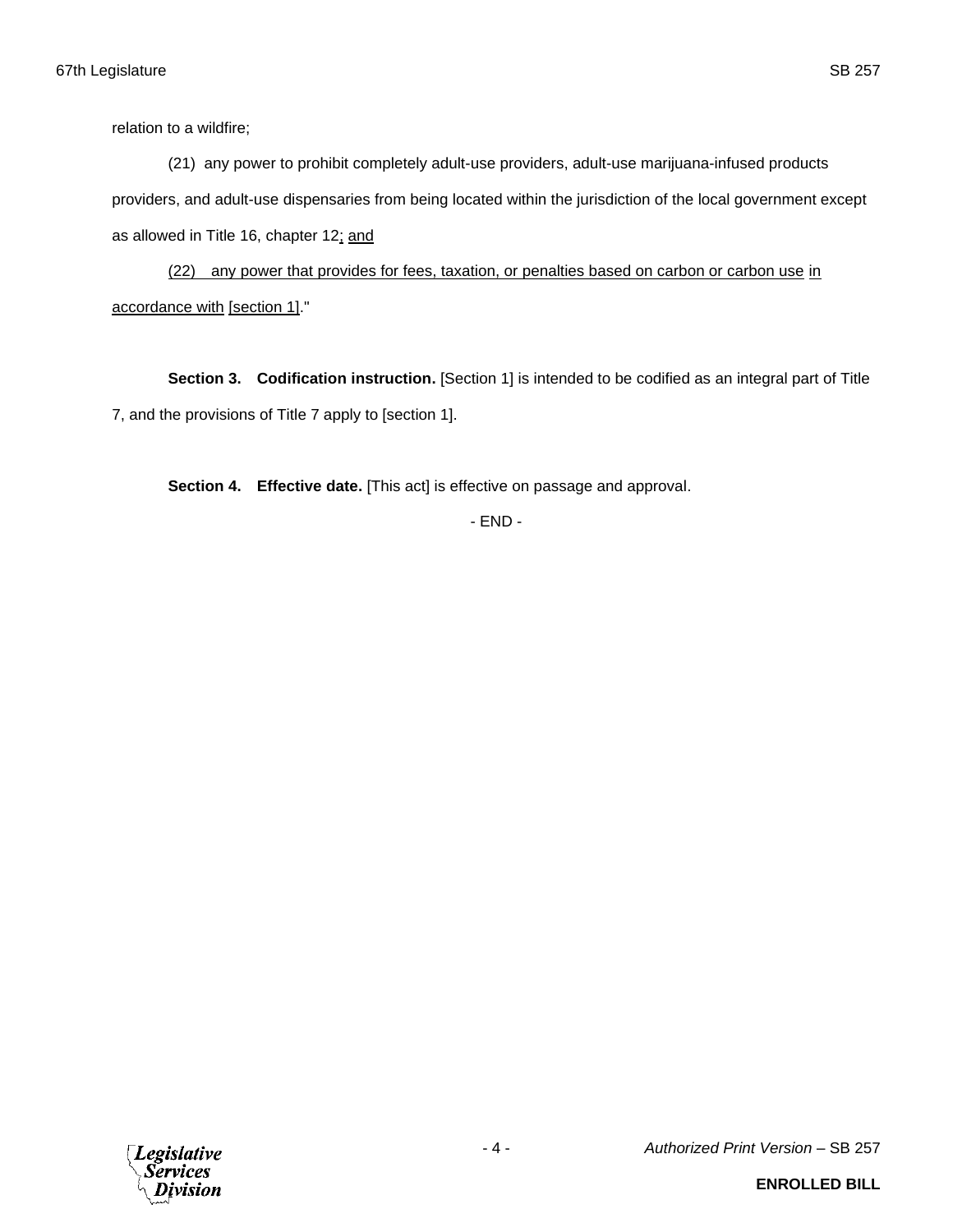relation to a wildfire;

(21) any power to prohibit completely adult-use providers, adult-use marijuana-infused products providers, and adult-use dispensaries from being located within the jurisdiction of the local government except as allowed in Title 16, chapter 12; and

(22) any power that provides for fees, taxation, or penalties based on carbon or carbon use in accordance with [section 1]."

**Section 3. Codification instruction.** [Section 1] is intended to be codified as an integral part of Title 7, and the provisions of Title 7 apply to [section 1].

**Section 4. Effective date.** [This act] is effective on passage and approval.

- END -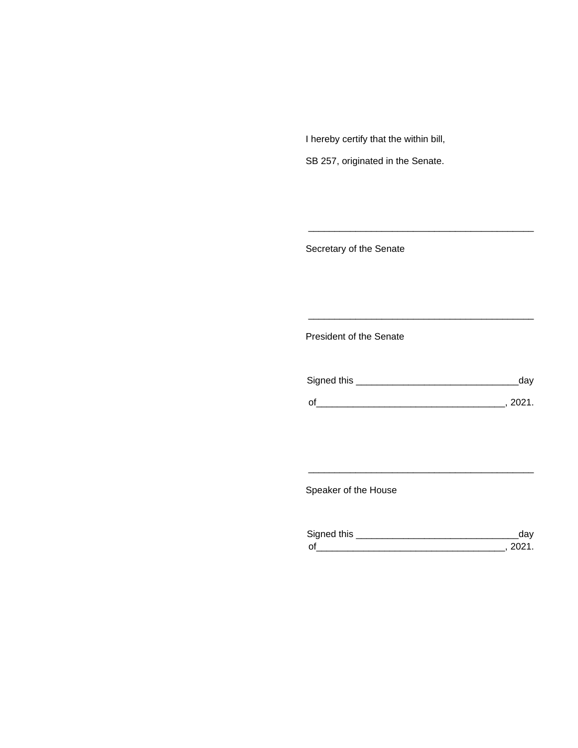I hereby certify that the within bill,

SB 257, originated in the Senate.

\_\_\_\_\_\_\_\_\_\_\_\_\_\_\_\_\_\_\_\_\_\_\_\_\_\_\_\_\_\_\_\_\_\_\_\_\_\_\_\_\_\_\_\_

Secretary of the Senate

\_\_\_\_\_\_\_\_\_\_\_\_\_\_\_\_\_\_\_\_\_\_\_\_\_\_\_\_\_\_\_\_\_\_\_\_\_\_\_\_\_\_\_\_

President of the Senate

Signed this \_\_\_\_\_\_\_\_\_\_\_\_\_\_\_\_\_\_\_\_\_\_\_\_\_\_\_\_\_\_\_day

of\_\_\_\_\_\_\_\_\_\_\_\_\_\_\_\_\_\_\_\_\_\_\_\_\_\_\_\_\_\_\_\_\_\_\_\_, 2021.

\_\_\_\_\_\_\_\_\_\_\_\_\_\_\_\_\_\_\_\_\_\_\_\_\_\_\_\_\_\_\_\_\_\_\_\_\_\_\_\_\_\_\_\_

Speaker of the House

Signed this \_\_\_\_\_\_\_\_\_\_\_\_\_\_\_\_\_\_\_\_\_\_\_\_\_\_\_\_\_\_\_day

of\_\_\_\_\_\_\_\_\_\_\_\_\_\_\_\_\_\_\_\_\_\_\_\_\_\_\_\_\_\_\_\_\_\_\_\_, 2021.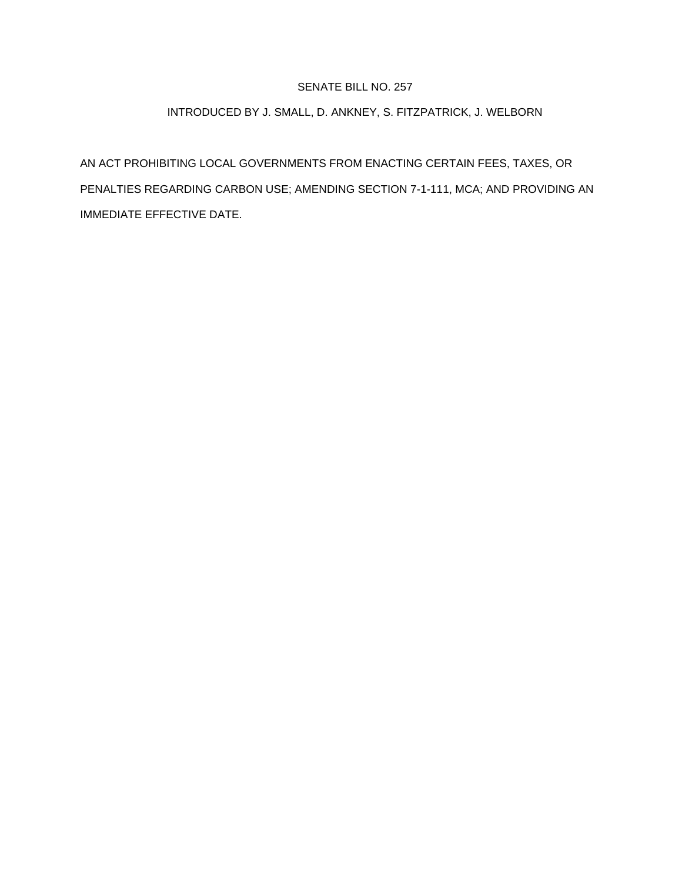SENATE BILL NO. 257

INTRODUCED BY J. SMALL, D. ANKNEY, S. FITZPATRICK, J. WELBORN

AN ACT PROHIBITING LOCAL GOVERNMENTS FROM ENACTING CERTAIN FEES, TAXES, OR PENALTIES REGARDING CARBON USE; AMENDING SECTION 7-1-111, MCA; AND PROVIDING AN IMMEDIATE EFFECTIVE DATE.